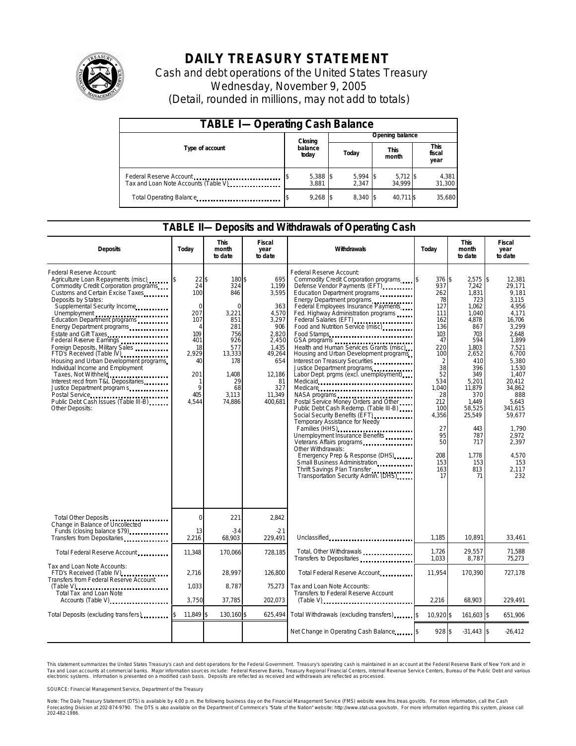# DAILY TREASURY STATEMENT

Cash and debt operations of the United States Treasury
Wednesday, November 9, 2005
(Detail, rounded in millions, may not add to totals)

## TABLE I— Operating Cash Balance

| Type of account | Closing balance today | Opening balance Today | Opening balance This month | Opening balance This fiscal year |
|---|---|---|---|---|
| Federal Reserve Account | $ 5,388 | $ 5,994 | $ 5,712 | $ 4,381 |
| Tax and Loan Note Accounts (Table V) | 3,881 | 2,347 | 34,999 | 31,300 |
| Total Operating Balance | $ 9,268 | $ 8,340 | $ 40,711 | $ 35,680 |

## TABLE II— Deposits and Withdrawals of Operating Cash

| Deposits | Today | This month to date | Fiscal year to date | Withdrawals | Today | This month to date | Fiscal year to date |
|---|---|---|---|---|---|---|---|
| Federal Reserve Account: | | | | Federal Reserve Account: | | | |
| Agriculture Loan Repayments (misc) | $ 22 | $ 180 | $ 695 | Commodity Credit Corporation programs | $ 376 | $ 2,575 | $ 12,381 |
| Commodity Credit Corporation programs | 24 | 324 | 1,199 | Defense Vendor Payments (EFT) | 937 | 7,242 | 29,171 |
| Customs and Certain Excise Taxes | 100 | 846 | 3,595 | Education Department programs | 262 | 1,831 | 9,181 |
| Deposits by States: | | | | Energy Department programs | 78 | 723 | 3,115 |
| Supplemental Security Income | 0 | 0 | 363 | Federal Employees Insurance Payments | 127 | 1,062 | 4,956 |
| Unemployment | 207 | 3,221 | 4,570 | Fed. Highway Administration programs | 111 | 1,040 | 4,171 |
| Education Department programs | 107 | 851 | 3,297 | Federal Salaries (EFT) | 162 | 4,878 | 16,706 |
| Energy Department programs | 4 | 281 | 906 | Food and Nutrition Service (misc) | 136 | 867 | 3,299 |
| Estate and Gift Taxes | 109 | 756 | 2,820 | Food Stamps | 103 | 703 | 2,648 |
| Federal Reserve Earnings | 401 | 926 | 2,450 | GSA programs | 47 | 594 | 1,899 |
| Foreign Deposits, Military Sales | 18 | 577 | 1,435 | Health and Human Services Grants (misc) | 220 | 1,803 | 7,521 |
| FTD's Received (Table IV) | 2,929 | 13,333 | 49,264 | Housing and Urban Development programs | 100 | 2,652 | 6,700 |
| Housing and Urban Development programs | 40 | 178 | 654 | Interest on Treasury Securities | 2 | 410 | 5,380 |
| Individual Income and Employment Taxes, Not Withheld | 201 | 1,408 | 12,186 | Justice Department programs | 38 | 396 | 1,530 |
| Interest recd from T&L Depositaries | 1 | 29 | 81 | Labor Dept. prgms (excl. unemployment) | 52 | 349 | 1,407 |
| Justice Department programs | 9 | 68 | 327 | Medicaid | 534 | 5,201 | 20,412 |
| Postal Service | 405 | 3,113 | 11,349 | Medicare | 1,040 | 11,879 | 34,862 |
| Public Debt Cash Issues (Table III-B) | 4,544 | 74,886 | 400,681 | NASA programs | 28 | 370 | 888 |
| Other Deposits: | | | | Postal Service Money Orders and Other | 212 | 1,449 | 5,643 |
| | | | | Public Debt Cash Redemp. (Table III-B) | 100 | 58,525 | 341,615 |
| | | | | Social Security Benefits (EFT) | 4,356 | 25,549 | 59,677 |
| | | | | Temporary Assistance for Needy Families (HHS) | 27 | 443 | 1,790 |
| | | | | Unemployment Insurance Benefits | 95 | 787 | 2,972 |
| | | | | Veterans Affairs programs | 50 | 717 | 2,397 |
| | | | | Other Withdrawals: | | | |
| | | | | Emergency Prep & Response (DHS) | 208 | 1,778 | 4,570 |
| | | | | Small Business Administration | 153 | 153 | 153 |
| | | | | Thrift Savings Plan Transfer | 163 | 813 | 2,117 |
| | | | | Transportation Security Admin. (DHS) | 17 | 71 | 232 |
| Total Other Deposits | 0 | 221 | 2,842 | | | | |
| Change in Balance of Uncollected Funds (closing balance $79) | 13 | -34 | -21 | | | | |
| Transfers from Depositaries | 2,216 | 68,903 | 229,491 | Unclassified | 1,185 | 10,891 | 33,461 |
| Total Federal Reserve Account | 11,348 | 170,066 | 728,185 | Total, Other Withdrawals | 1,726 | 29,557 | 71,588 |
| | | | | Transfers to Depositaries | 1,033 | 8,787 | 75,273 |
| Tax and Loan Note Accounts: | | | | | | | |
| FTD's Received (Table IV) | 2,716 | 28,997 | 126,800 | Total Federal Reserve Account | 11,954 | 170,390 | 727,178 |
| Transfers from Federal Reserve Account (Table V) | 1,033 | 8,787 | 75,273 | Tax and Loan Note Accounts: | | | |
| Total Tax and Loan Note Accounts (Table V) | 3,750 | 37,785 | 202,073 | Transfers to Federal Reserve Account (Table V) | 2,216 | 68,903 | 229,491 |
| Total Deposits (excluding transfers) | $ 11,849 | $ 130,160 | $ 625,494 | Total Withdrawals (excluding transfers) | $ 10,920 | $ 161,603 | $ 651,906 |
| | | | | Net Change in Operating Cash Balance | $ 928 | $ -31,443 | $ -26,412 |

This statement summarizes the United States Treasury's cash and debt operations for the Federal Government. Treasury's operating cash is maintained in an account at the Federal Reserve Bank of New York and in Tax and Loan accounts at commercial banks. Major information sources include: Federal Reserve Banks, Treasury Regional Financial Centers, Internal Revenue Service Centers, Bureau of the Public Debt and various electronic systems. Information is presented on a modified cash basis. Deposits are reflected as received and withdrawals are reflected as processed.

SOURCE: Financial Management Service, Department of the Treasury

Note: The Daily Treasury Statement (DTS) is available by 4:00 p.m. the following business day on the Financial Management Service (FMS) website www.fms.treas.gov/dts. For more information, call the Cash Forecasting Division at 202-874-9790. The DTS is also available on the Department of Commerce's "State of the Nation" website: http://www.stat-usa.gov/sotn. For more information regarding this system, please call 202-482-1986.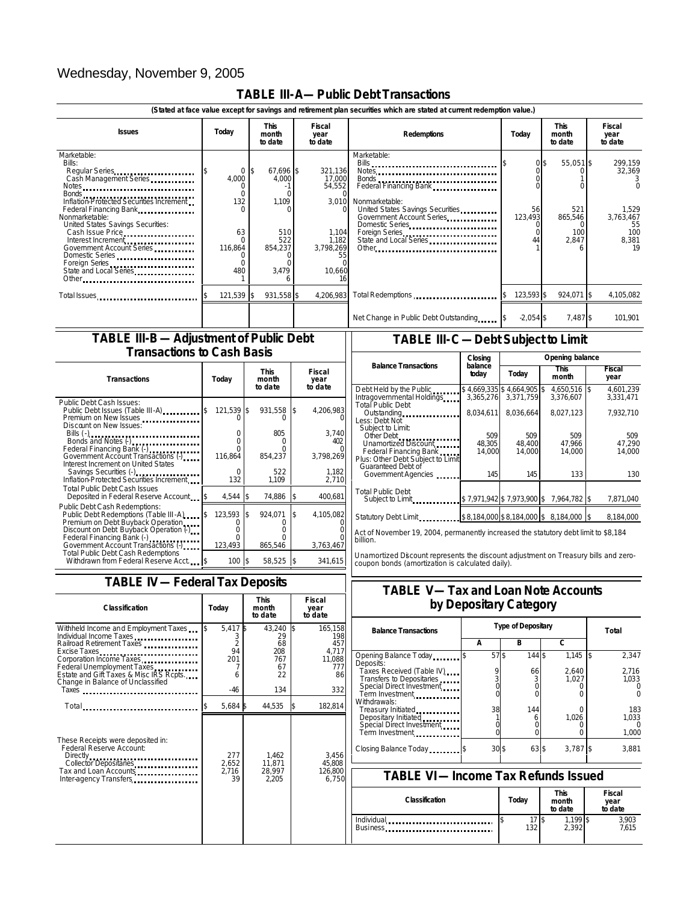Wednesday, November 9, 2005

## TABLE III-A — Public Debt Transactions

(Stated at face value except for savings and retirement plan securities which are stated at current redemption value.)

| Issues | Today | This month to date | Fiscal year to date | Redemptions | Today | This month to date | Fiscal year to date |
|---|---|---|---|---|---|---|---|
| Marketable: | | | | Marketable: | | | |
| Bills: | | | | Bills | $ 0 | $ 55,051 | $ 299,159 |
| Regular Series | $ 0 | $ 67,696 | $ 321,136 | Notes | 0 | 0 | 32,369 |
| Cash Management Series | 4,000 | 4,000 | 17,000 | Bonds | 0 | 1 | 3 |
| Notes | 0 | -1 | 54,552 | Federal Financing Bank | 0 | 0 | 0 |
| Bonds | 0 | 0 | 0 | | | | |
| Inflation-Protected Securities Increment | 132 | 1,109 | 3,010 | Nonmarketable: | | | |
| Federal Financing Bank | 0 | 0 | 0 | United States Savings Securities | 56 | 521 | 1,529 |
| Nonmarketable: | | | | Government Account Series | 123,493 | 865,546 | 3,763,467 |
| United States Savings Securities: | | | | Domestic Series | 0 | 0 | 55 |
| Cash Issue Price | 63 | 510 | 1,104 | Foreign Series | 0 | 100 | 100 |
| Interest Increment | 0 | 522 | 1,182 | State and Local Series | 44 | 2,847 | 8,381 |
| Government Account Series | 116,864 | 854,237 | 3,798,269 | Other | 1 | 6 | 19 |
| Domestic Series | 0 | 0 | 55 | | | | |
| Foreign Series | 0 | 0 | 0 | | | | |
| State and Local Series | 480 | 3,479 | 10,660 | | | | |
| Other | 1 | 6 | 16 | | | | |
| Total Issues | $ 121,539 | $ 931,558 | $ 4,206,983 | Total Redemptions | $ 123,593 | $ 924,071 | $ 4,105,082 |
| | | | | Net Change in Public Debt Outstanding | $ -2,054 | $ 7,487 | $ 101,901 |

## TABLE III-B — Adjustment of Public Debt Transactions to Cash Basis

| Transactions | Today | This month to date | Fiscal year to date |
|---|---|---|---|
| Public Debt Cash Issues: | | | |
| Public Debt Issues (Table III-A) | $ 121,539 | $ 931,558 | $ 4,206,983 |
| Premium on New Issues | 0 | 0 | 0 |
| Discount on New Issues: | | | |
| Bills (-) | 0 | 805 | 3,740 |
| Bonds and Notes (-) | 0 | 0 | 402 |
| Federal Financing Bank (-) | 0 | 0 | 0 |
| Government Account Transactions (-) | 116,864 | 854,237 | 3,798,269 |
| Interest Increment on United States Savings Securities (-) | 0 | 522 | 1,182 |
| Inflation-Protected Securities Increment | 132 | 1,109 | 2,710 |
| Total Public Debt Cash Issues Deposited in Federal Reserve Account | $ 4,544 | $ 74,886 | $ 400,681 |
| Public Debt Cash Redemptions: | | | |
| Public Debt Redemptions (Table III-A) | $ 123,593 | $ 924,071 | $ 4,105,082 |
| Premium on Debt Buyback Operation | 0 | 0 | 0 |
| Discount on Debt Buyback Operation (-) | 0 | 0 | 0 |
| Federal Financing Bank (-) | 0 | 0 | 0 |
| Government Account Transactions (-) | 123,493 | 865,546 | 3,763,467 |
| Total Public Debt Cash Redemptions Withdrawn from Federal Reserve Acct. | $ 100 | $ 58,525 | $ 341,615 |

## TABLE III-C — Debt Subject to Limit

| Balance Transactions | Closing balance today | Opening balance Today | Opening balance This month | Opening balance Fiscal year |
|---|---|---|---|---|
| Debt Held by the Public | $ 4,669,335 | $ 4,664,905 | $ 4,650,516 | $ 4,601,239 |
| Intragovernmental Holdings | 3,365,276 | 3,371,759 | 3,376,607 | 3,331,471 |
| Total Public Debt Outstanding | 8,034,611 | 8,036,664 | 8,027,123 | 7,932,710 |
| Less: Debt Not Subject to Limit: | | | | |
| Other Debt | 509 | 509 | 509 | 509 |
| Unamortized Discount | 48,305 | 48,400 | 47,966 | 47,290 |
| Federal Financing Bank | 14,000 | 14,000 | 14,000 | 14,000 |
| Plus: Other Debt Subject to Limit Guaranteed Debt of Government Agencies | 145 | 145 | 133 | 130 |
| Total Public Debt Subject to Limit | $ 7,971,942 | $ 7,973,900 | $ 7,964,782 | $ 7,871,040 |
| Statutory Debt Limit | $ 8,184,000 | $ 8,184,000 | $ 8,184,000 | $ 8,184,000 |

Act of November 19, 2004, permanently increased the statutory debt limit to $8,184 billion.

Unamortized Discount represents the discount adjustment on Treasury bills and zero-coupon bonds (amortization is calculated daily).

## TABLE IV — Federal Tax Deposits

| Classification | Today | This month to date | Fiscal year to date |
|---|---|---|---|
| Withheld Income and Employment Taxes | $ 5,417 | $ 43,240 | $ 165,158 |
| Individual Income Taxes | 3 | 29 | 198 |
| Railroad Retirement Taxes | 2 | 68 | 457 |
| Excise Taxes | 94 | 208 | 4,717 |
| Corporation Income Taxes | 201 | 767 | 11,088 |
| Federal Unemployment Taxes | 7 | 67 | 777 |
| Estate and Gift Taxes & Misc IRS Rcpts. | 6 | 22 | 86 |
| Change in Balance of Unclassified Taxes | -46 | 134 | 332 |
| Total | $ 5,684 | $ 44,535 | $ 182,814 |
| These Receipts were deposited in: | | | |
| Federal Reserve Account: | | | |
| Directly | 277 | 1,462 | 3,456 |
| Collector Depositaries | 2,652 | 11,871 | 45,808 |
| Tax and Loan Accounts | 2,716 | 28,997 | 126,800 |
| Inter-agency Transfers | 39 | 2,205 | 6,750 |

## TABLE V — Tax and Loan Note Accounts by Depositary Category

| Balance Transactions | Type of Depositary A | Type of Depositary B | Type of Depositary C | Total |
|---|---|---|---|---|
| Opening Balance Today | $ 57 | $ 144 | $ 1,145 | $ 2,347 |
| Deposits: | | | | |
| Taxes Received (Table IV) | 9 | 66 | 2,640 | 2,716 |
| Transfers to Depositaries | 3 | 3 | 1,027 | 1,033 |
| Special Direct Investment | 0 | 0 | 0 | 0 |
| Term Investment | 0 | 0 | 0 | 0 |
| Withdrawals: | | | | |
| Treasury Initiated | 38 | 144 | 0 | 183 |
| Depositary Initiated | 1 | 6 | 1,026 | 1,033 |
| Special Direct Investment | 0 | 0 | 0 | 0 |
| Term Investment | 0 | 0 | 0 | 1,000 |
| Closing Balance Today | $ 30 | $ 63 | $ 3,787 | $ 3,881 |

## TABLE VI — Income Tax Refunds Issued

| Classification | Today | This month to date | Fiscal year to date |
|---|---|---|---|
| Individual | $ 17 | $ 1,199 | $ 3,903 |
| Business | 132 | 2,392 | 7,615 |